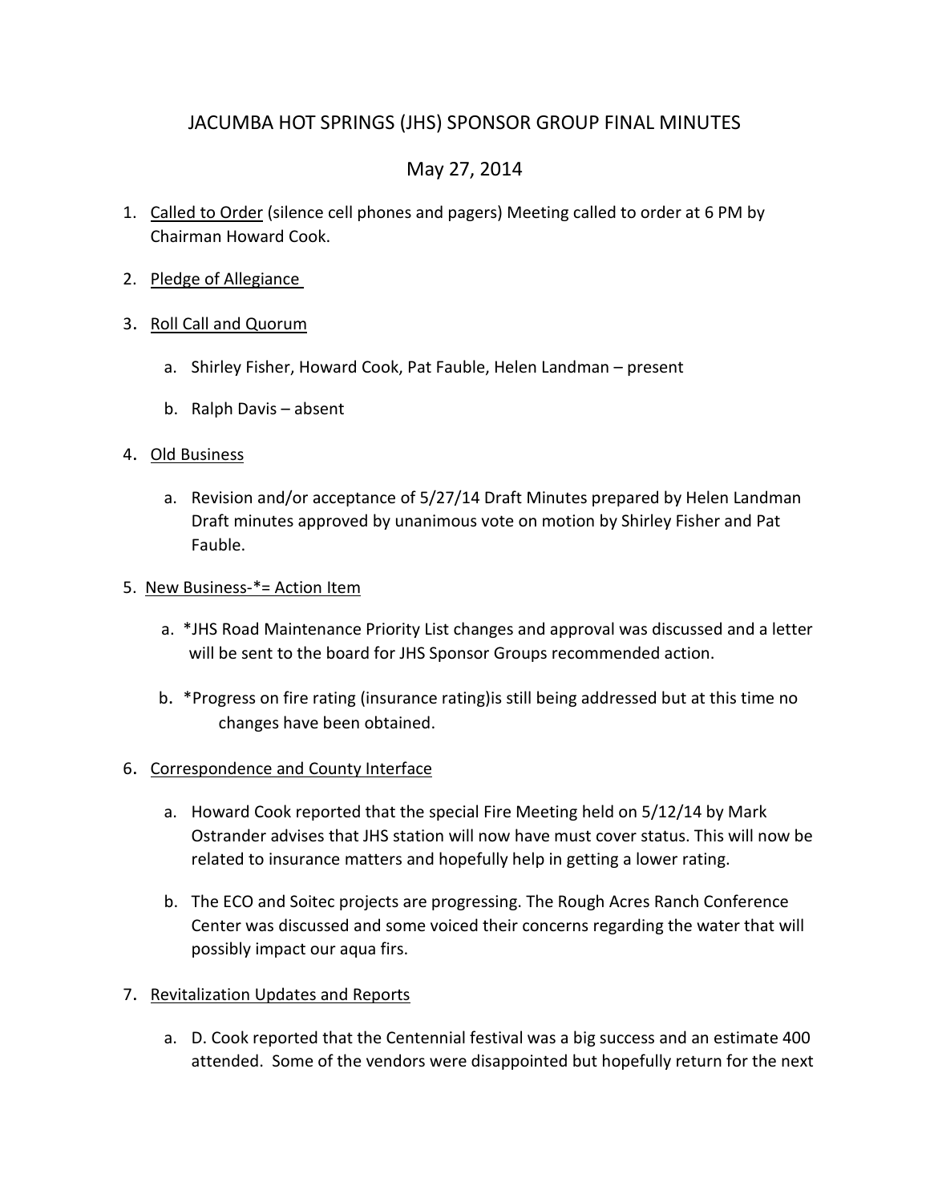# JACUMBA HOT SPRINGS (JHS) SPONSOR GROUP FINAL MINUTES

## May 27, 2014

1. Called to Order (silence cell phones and pagers) Meeting called to order at 6 PM by Chairman Howard Cook.

2. Pledge of Allegiance

3. Roll Call and Quorum

   a. Shirley Fisher, Howard Cook, Pat Fauble, Helen Landman – present

   b. Ralph Davis – absent

4. Old Business

   a. Revision and/or acceptance of 5/27/14 Draft Minutes prepared by Helen Landman Draft minutes approved by unanimous vote on motion by Shirley Fisher and Pat Fauble.

5. New Business-*= Action Item

   a. *JHS Road Maintenance Priority List changes and approval was discussed and a letter will be sent to the board for JHS Sponsor Groups recommended action.

   b. *Progress on fire rating (insurance rating)is still being addressed but at this time no changes have been obtained.

6. Correspondence and County Interface

   a. Howard Cook reported that the special Fire Meeting held on 5/12/14 by Mark Ostrander advises that JHS station will now have must cover status. This will now be related to insurance matters and hopefully help in getting a lower rating.

   b. The ECO and Soitec projects are progressing. The Rough Acres Ranch Conference Center was discussed and some voiced their concerns regarding the water that will possibly impact our aqua firs.

7. Revitalization Updates and Reports

   a. D. Cook reported that the Centennial festival was a big success and an estimate 400 attended. Some of the vendors were disappointed but hopefully return for the next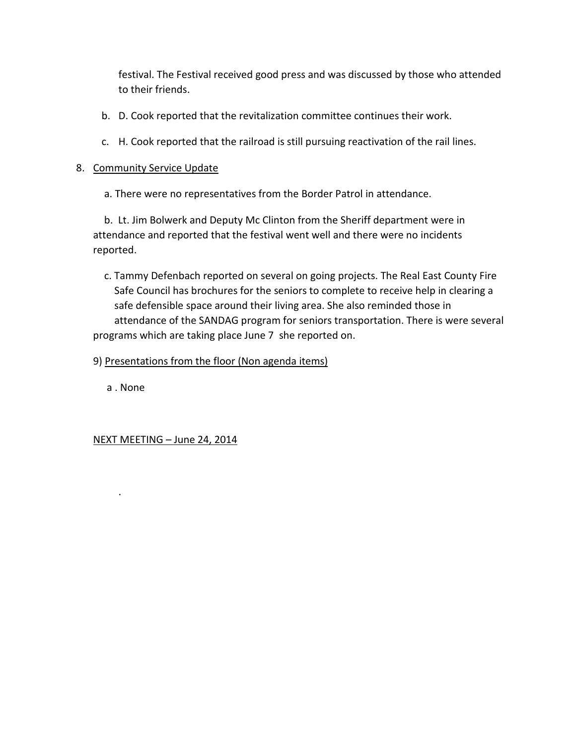festival. The Festival received good press and was discussed by those who attended to their friends.

b. D. Cook reported that the revitalization committee continues their work.

c. H. Cook reported that the railroad is still pursuing reactivation of the rail lines.

8. <u>Community Service Update</u>

a. There were no representatives from the Border Patrol in attendance.

b. Lt. Jim Bolwerk and Deputy Mc Clinton from the Sheriff department were in attendance and reported that the festival went well and there were no incidents reported.

c. Tammy Defenbach reported on several on going projects. The Real East County Fire Safe Council has brochures for the seniors to complete to receive help in clearing a safe defensible space around their living area. She also reminded those in attendance of the SANDAG program for seniors transportation. There is were several programs which are taking place June 7 she reported on.

9) <u>Presentations from the floor (Non agenda items)</u>

a . None

<u>NEXT MEETING – June 24, 2014</u>

.